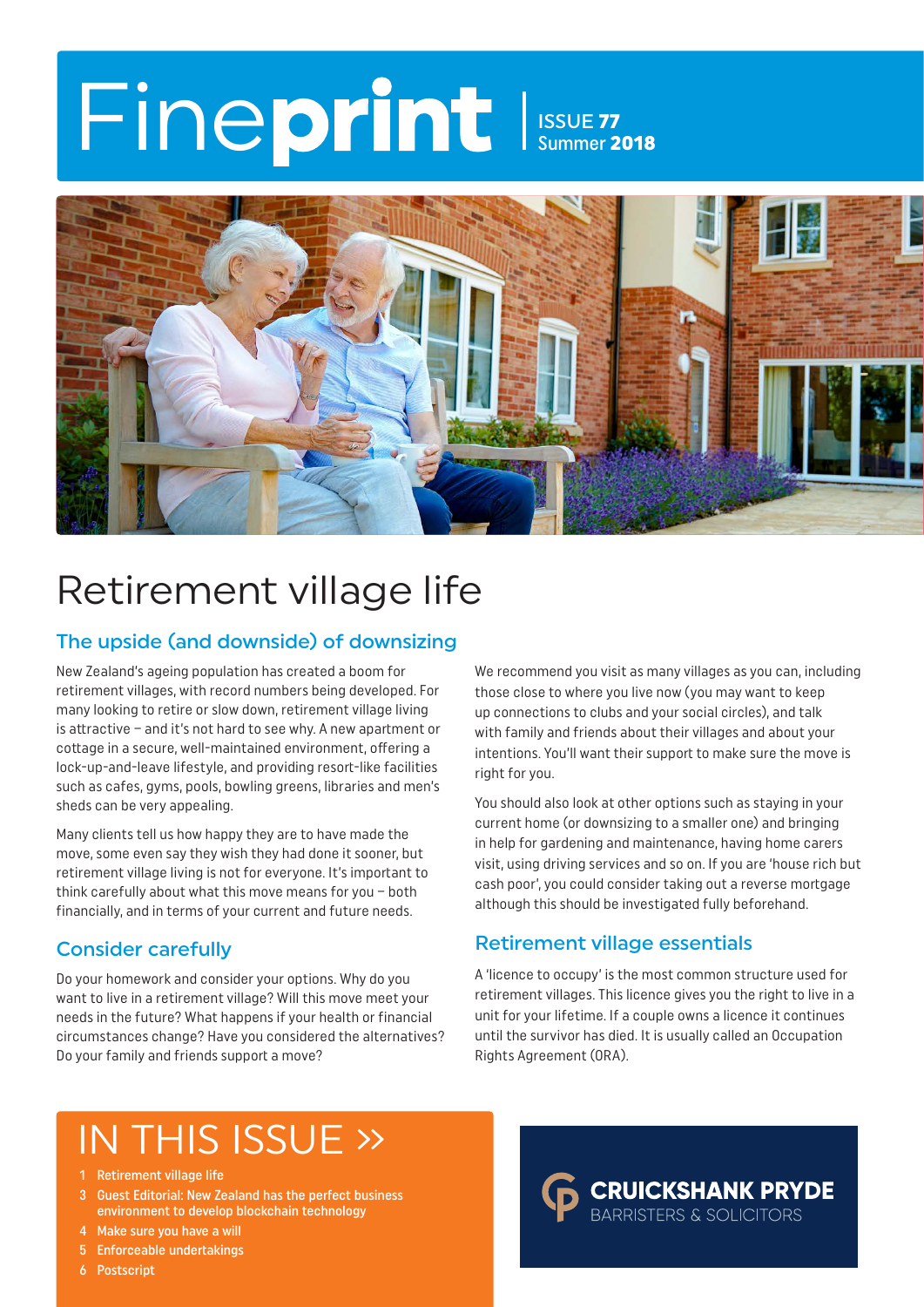# Fineprint

ISSUE 77
Summer 2018

# Retirement village life

## The upside (and downside) of downsizing

New Zealand's ageing population has created a boom for retirement villages, with record numbers being developed. For many looking to retire or slow down, retirement village living is attractive – and it's not hard to see why. A new apartment or cottage in a secure, well-maintained environment, offering a lock-up-and-leave lifestyle, and providing resort-like facilities such as cafes, gyms, pools, bowling greens, libraries and men's sheds can be very appealing.

Many clients tell us how happy they are to have made the move, some even say they wish they had done it sooner, but retirement village living is not for everyone. It's important to think carefully about what this move means for you – both financially, and in terms of your current and future needs.

## Consider carefully

Do your homework and consider your options. Why do you want to live in a retirement village? Will this move meet your needs in the future? What happens if your health or financial circumstances change? Have you considered the alternatives? Do your family and friends support a move?

We recommend you visit as many villages as you can, including those close to where you live now (you may want to keep up connections to clubs and your social circles), and talk with family and friends about their villages and about your intentions. You'll want their support to make sure the move is right for you.

You should also look at other options such as staying in your current home (or downsizing to a smaller one) and bringing in help for gardening and maintenance, having home carers visit, using driving services and so on. If you are 'house rich but cash poor', you could consider taking out a reverse mortgage although this should be investigated fully beforehand.

## Retirement village essentials

A 'licence to occupy' is the most common structure used for retirement villages. This licence gives you the right to live in a unit for your lifetime. If a couple owns a licence it continues until the survivor has died. It is usually called an Occupation Rights Agreement (ORA).

# IN THIS ISSUE »

1 Retirement village life
3 Guest Editorial: New Zealand has the perfect business environment to develop blockchain technology
4 Make sure you have a will
5 Enforceable undertakings
6 Postscript

CRUICKSHANK PRYDE
BARRISTERS & SOLICITORS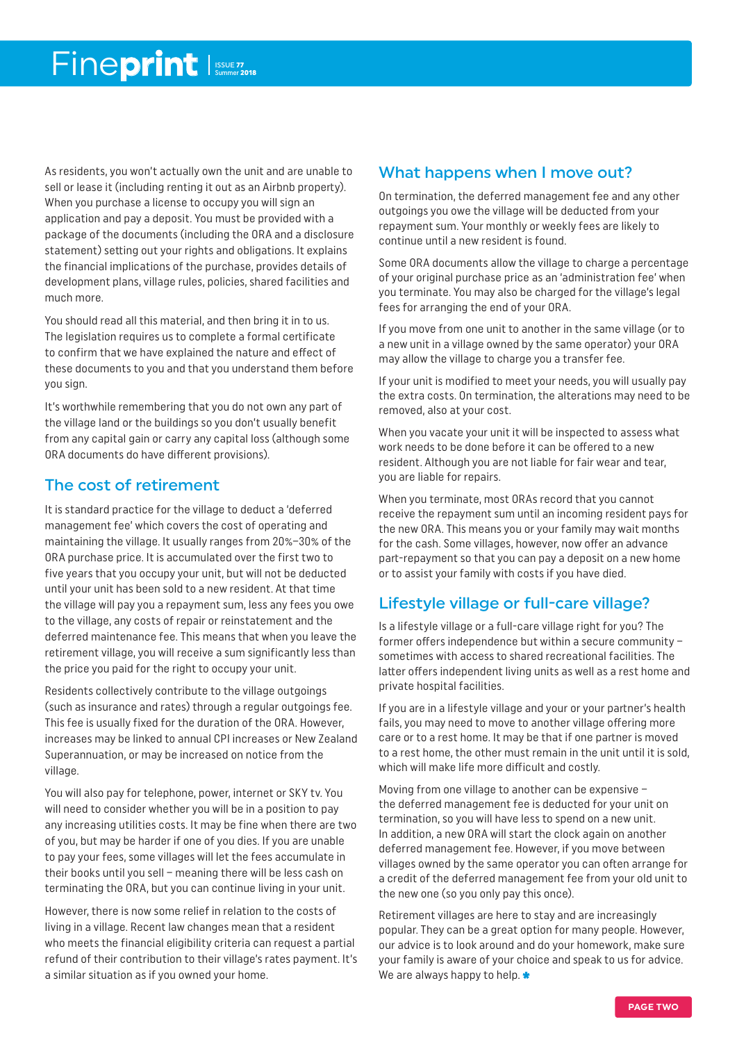As residents, you won't actually own the unit and are unable to sell or lease it (including renting it out as an Airbnb property). When you purchase a license to occupy you will sign an application and pay a deposit. You must be provided with a package of the documents (including the ORA and a disclosure statement) setting out your rights and obligations. It explains the financial implications of the purchase, provides details of development plans, village rules, policies, shared facilities and much more.

You should read all this material, and then bring it in to us. The legislation requires us to complete a formal certificate to confirm that we have explained the nature and effect of these documents to you and that you understand them before you sign.

It's worthwhile remembering that you do not own any part of the village land or the buildings so you don't usually benefit from any capital gain or carry any capital loss (although some ORA documents do have different provisions).

## The cost of retirement

It is standard practice for the village to deduct a 'deferred management fee' which covers the cost of operating and maintaining the village. It usually ranges from 20%–30% of the ORA purchase price. It is accumulated over the first two to five years that you occupy your unit, but will not be deducted until your unit has been sold to a new resident. At that time the village will pay you a repayment sum, less any fees you owe to the village, any costs of repair or reinstatement and the deferred maintenance fee. This means that when you leave the retirement village, you will receive a sum significantly less than the price you paid for the right to occupy your unit.

Residents collectively contribute to the village outgoings (such as insurance and rates) through a regular outgoings fee. This fee is usually fixed for the duration of the ORA. However, increases may be linked to annual CPI increases or New Zealand Superannuation, or may be increased on notice from the village.

You will also pay for telephone, power, internet or SKY tv. You will need to consider whether you will be in a position to pay any increasing utilities costs. It may be fine when there are two of you, but may be harder if one of you dies. If you are unable to pay your fees, some villages will let the fees accumulate in their books until you sell – meaning there will be less cash on terminating the ORA, but you can continue living in your unit.

However, there is now some relief in relation to the costs of living in a village. Recent law changes mean that a resident who meets the financial eligibility criteria can request a partial refund of their contribution to their village's rates payment. It's a similar situation as if you owned your home.

## What happens when I move out?

On termination, the deferred management fee and any other outgoings you owe the village will be deducted from your repayment sum. Your monthly or weekly fees are likely to continue until a new resident is found.

Some ORA documents allow the village to charge a percentage of your original purchase price as an 'administration fee' when you terminate. You may also be charged for the village's legal fees for arranging the end of your ORA.

If you move from one unit to another in the same village (or to a new unit in a village owned by the same operator) your ORA may allow the village to charge you a transfer fee.

If your unit is modified to meet your needs, you will usually pay the extra costs. On termination, the alterations may need to be removed, also at your cost.

When you vacate your unit it will be inspected to assess what work needs to be done before it can be offered to a new resident. Although you are not liable for fair wear and tear, you are liable for repairs.

When you terminate, most ORAs record that you cannot receive the repayment sum until an incoming resident pays for the new ORA. This means you or your family may wait months for the cash. Some villages, however, now offer an advance part-repayment so that you can pay a deposit on a new home or to assist your family with costs if you have died.

## Lifestyle village or full-care village?

Is a lifestyle village or a full-care village right for you? The former offers independence but within a secure community – sometimes with access to shared recreational facilities. The latter offers independent living units as well as a rest home and private hospital facilities.

If you are in a lifestyle village and your or your partner's health fails, you may need to move to another village offering more care or to a rest home. It may be that if one partner is moved to a rest home, the other must remain in the unit until it is sold, which will make life more difficult and costly.

Moving from one village to another can be expensive – the deferred management fee is deducted for your unit on termination, so you will have less to spend on a new unit. In addition, a new ORA will start the clock again on another deferred management fee. However, if you move between villages owned by the same operator you can often arrange for a credit of the deferred management fee from your old unit to the new one (so you only pay this once).

Retirement villages are here to stay and are increasingly popular. They can be a great option for many people. However, our advice is to look around and do your homework, make sure your family is aware of your choice and speak to us for advice. We are always happy to help.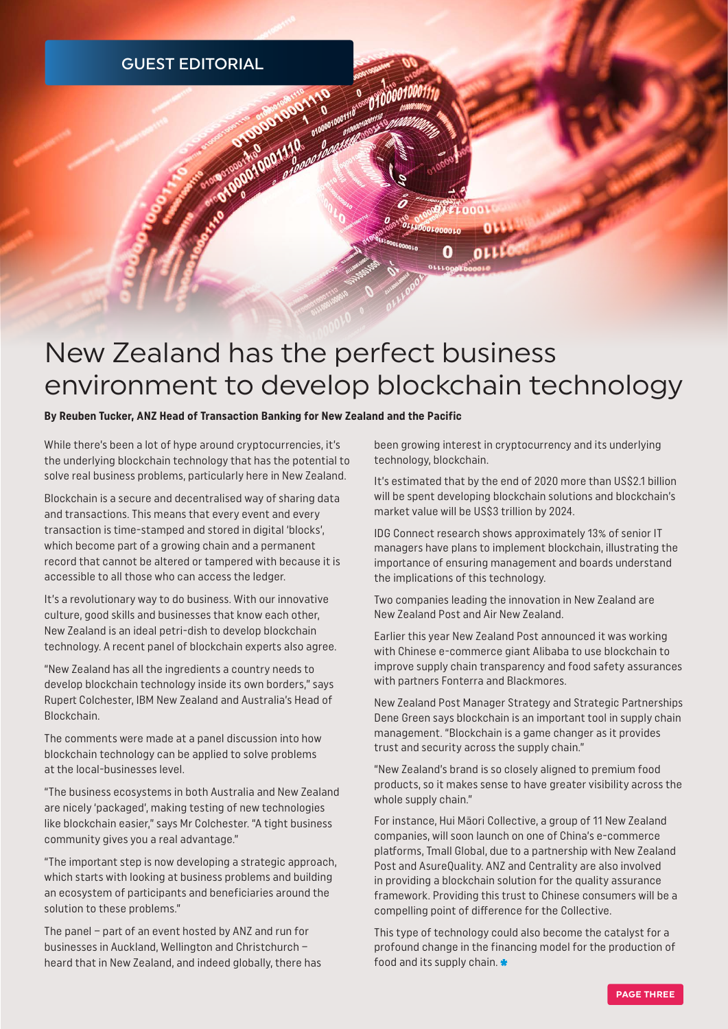GUEST EDITORIAL

# New Zealand has the perfect business environment to develop blockchain technology

**By Reuben Tucker, ANZ Head of Transaction Banking for New Zealand and the Pacific**

While there's been a lot of hype around cryptocurrencies, it's the underlying blockchain technology that has the potential to solve real business problems, particularly here in New Zealand.

Blockchain is a secure and decentralised way of sharing data and transactions. This means that every event and every transaction is time-stamped and stored in digital 'blocks', which become part of a growing chain and a permanent record that cannot be altered or tampered with because it is accessible to all those who can access the ledger.

It's a revolutionary way to do business. With our innovative culture, good skills and businesses that know each other, New Zealand is an ideal petri-dish to develop blockchain technology. A recent panel of blockchain experts also agree.

"New Zealand has all the ingredients a country needs to develop blockchain technology inside its own borders," says Rupert Colchester, IBM New Zealand and Australia's Head of Blockchain.

The comments were made at a panel discussion into how blockchain technology can be applied to solve problems at the local-businesses level.

"The business ecosystems in both Australia and New Zealand are nicely 'packaged', making testing of new technologies like blockchain easier," says Mr Colchester. "A tight business community gives you a real advantage."

"The important step is now developing a strategic approach, which starts with looking at business problems and building an ecosystem of participants and beneficiaries around the solution to these problems."

The panel – part of an event hosted by ANZ and run for businesses in Auckland, Wellington and Christchurch – heard that in New Zealand, and indeed globally, there has been growing interest in cryptocurrency and its underlying technology, blockchain.

It's estimated that by the end of 2020 more than US$2.1 billion will be spent developing blockchain solutions and blockchain's market value will be US$3 trillion by 2024.

IDG Connect research shows approximately 13% of senior IT managers have plans to implement blockchain, illustrating the importance of ensuring management and boards understand the implications of this technology.

Two companies leading the innovation in New Zealand are New Zealand Post and Air New Zealand.

Earlier this year New Zealand Post announced it was working with Chinese e-commerce giant Alibaba to use blockchain to improve supply chain transparency and food safety assurances with partners Fonterra and Blackmores.

New Zealand Post Manager Strategy and Strategic Partnerships Dene Green says blockchain is an important tool in supply chain management. "Blockchain is a game changer as it provides trust and security across the supply chain."

"New Zealand's brand is so closely aligned to premium food products, so it makes sense to have greater visibility across the whole supply chain."

For instance, Hui Māori Collective, a group of 11 New Zealand companies, will soon launch on one of China's e-commerce platforms, Tmall Global, due to a partnership with New Zealand Post and AsureQuality. ANZ and Centrality are also involved in providing a blockchain solution for the quality assurance framework. Providing this trust to Chinese consumers will be a compelling point of difference for the Collective.

This type of technology could also become the catalyst for a profound change in the financing model for the production of food and its supply chain.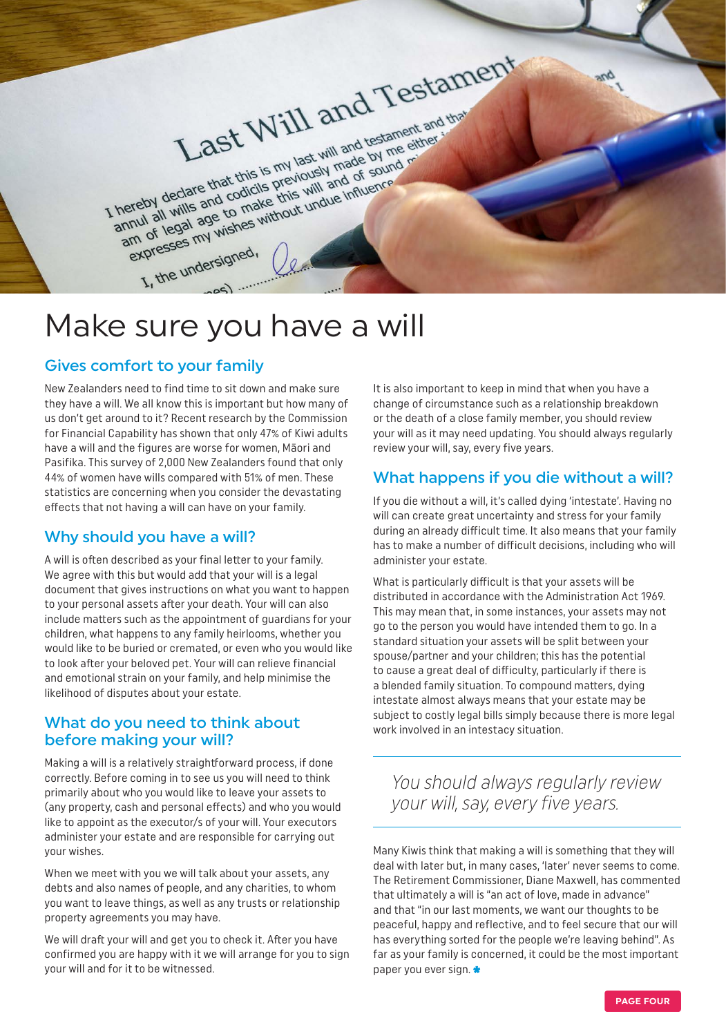# Make sure you have a will

## Gives comfort to your family

New Zealanders need to find time to sit down and make sure they have a will. We all know this is important but how many of us don't get around to it? Recent research by the Commission for Financial Capability has shown that only 47% of Kiwi adults have a will and the figures are worse for women, Māori and Pasifika. This survey of 2,000 New Zealanders found that only 44% of women have wills compared with 51% of men. These statistics are concerning when you consider the devastating effects that not having a will can have on your family.

## Why should you have a will?

A will is often described as your final letter to your family. We agree with this but would add that your will is a legal document that gives instructions on what you want to happen to your personal assets after your death. Your will can also include matters such as the appointment of guardians for your children, what happens to any family heirlooms, whether you would like to be buried or cremated, or even who you would like to look after your beloved pet. Your will can relieve financial and emotional strain on your family, and help minimise the likelihood of disputes about your estate.

## What do you need to think about before making your will?

Making a will is a relatively straightforward process, if done correctly. Before coming in to see us you will need to think primarily about who you would like to leave your assets to (any property, cash and personal effects) and who you would like to appoint as the executor/s of your will. Your executors administer your estate and are responsible for carrying out your wishes.

When we meet with you we will talk about your assets, any debts and also names of people, and any charities, to whom you want to leave things, as well as any trusts or relationship property agreements you may have.

We will draft your will and get you to check it. After you have confirmed you are happy with it we will arrange for you to sign your will and for it to be witnessed.

It is also important to keep in mind that when you have a change of circumstance such as a relationship breakdown or the death of a close family member, you should review your will as it may need updating. You should always regularly review your will, say, every five years.

## What happens if you die without a will?

If you die without a will, it's called dying 'intestate'. Having no will can create great uncertainty and stress for your family during an already difficult time. It also means that your family has to make a number of difficult decisions, including who will administer your estate.

What is particularly difficult is that your assets will be distributed in accordance with the Administration Act 1969. This may mean that, in some instances, your assets may not go to the person you would have intended them to go. In a standard situation your assets will be split between your spouse/partner and your children; this has the potential to cause a great deal of difficulty, particularly if there is a blended family situation. To compound matters, dying intestate almost always means that your estate may be subject to costly legal bills simply because there is more legal work involved in an intestacy situation.

*You should always regularly review your will, say, every five years.*

Many Kiwis think that making a will is something that they will deal with later but, in many cases, 'later' never seems to come. The Retirement Commissioner, Diane Maxwell, has commented that ultimately a will is "an act of love, made in advance" and that "in our last moments, we want our thoughts to be peaceful, happy and reflective, and to feel secure that our will has everything sorted for the people we're leaving behind". As far as your family is concerned, it could be the most important paper you ever sign. ✱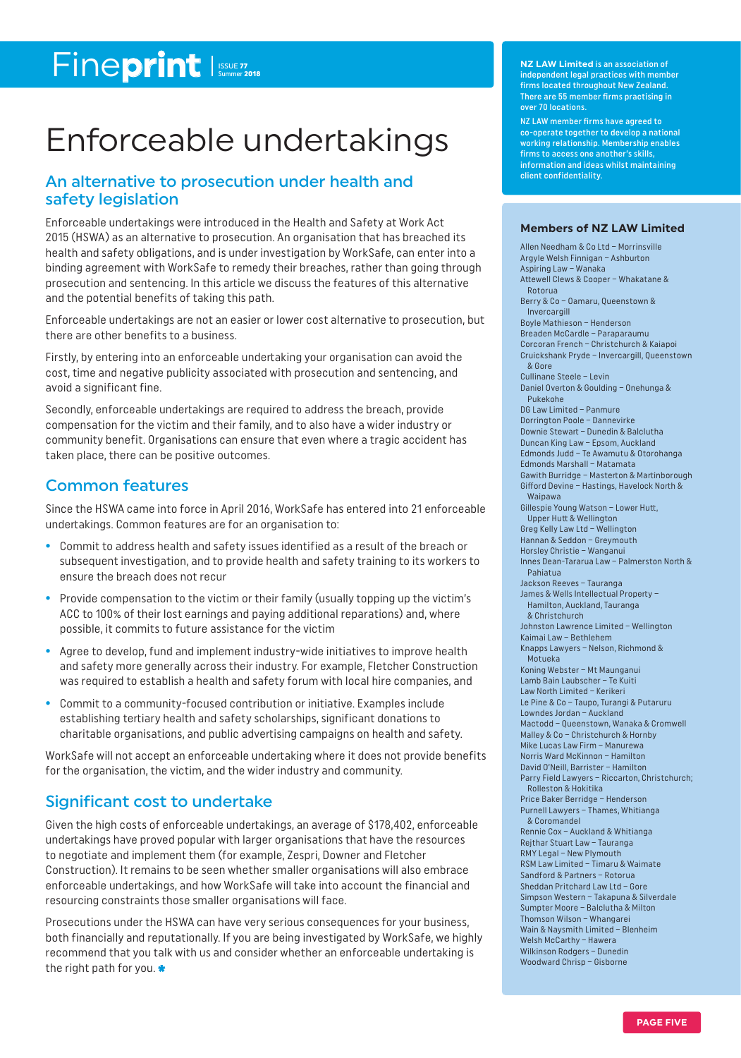# Enforceable undertakings

## An alternative to prosecution under health and safety legislation

Enforceable undertakings were introduced in the Health and Safety at Work Act 2015 (HSWA) as an alternative to prosecution. An organisation that has breached its health and safety obligations, and is under investigation by WorkSafe, can enter into a binding agreement with WorkSafe to remedy their breaches, rather than going through prosecution and sentencing. In this article we discuss the features of this alternative and the potential benefits of taking this path.

Enforceable undertakings are not an easier or lower cost alternative to prosecution, but there are other benefits to a business.

Firstly, by entering into an enforceable undertaking your organisation can avoid the cost, time and negative publicity associated with prosecution and sentencing, and avoid a significant fine.

Secondly, enforceable undertakings are required to address the breach, provide compensation for the victim and their family, and to also have a wider industry or community benefit. Organisations can ensure that even where a tragic accident has taken place, there can be positive outcomes.

## Common features

Since the HSWA came into force in April 2016, WorkSafe has entered into 21 enforceable undertakings. Common features are for an organisation to:

- Commit to address health and safety issues identified as a result of the breach or subsequent investigation, and to provide health and safety training to its workers to ensure the breach does not recur
- Provide compensation to the victim or their family (usually topping up the victim's ACC to 100% of their lost earnings and paying additional reparations) and, where possible, it commits to future assistance for the victim
- Agree to develop, fund and implement industry-wide initiatives to improve health and safety more generally across their industry. For example, Fletcher Construction was required to establish a health and safety forum with local hire companies, and
- Commit to a community-focused contribution or initiative. Examples include establishing tertiary health and safety scholarships, significant donations to charitable organisations, and public advertising campaigns on health and safety.

WorkSafe will not accept an enforceable undertaking where it does not provide benefits for the organisation, the victim, and the wider industry and community.

## Significant cost to undertake

Given the high costs of enforceable undertakings, an average of $178,402, enforceable undertakings have proved popular with larger organisations that have the resources to negotiate and implement them (for example, Zespri, Downer and Fletcher Construction). It remains to be seen whether smaller organisations will also embrace enforceable undertakings, and how WorkSafe will take into account the financial and resourcing constraints those smaller organisations will face.

Prosecutions under the HSWA can have very serious consequences for your business, both financially and reputationally. If you are being investigated by WorkSafe, we highly recommend that you talk with us and consider whether an enforceable undertaking is the right path for you.

**NZ LAW Limited** is an association of independent legal practices with member firms located throughout New Zealand. There are 55 member firms practising in over 70 locations.

NZ LAW member firms have agreed to co-operate together to develop a national working relationship. Membership enables firms to access one another's skills, information and ideas whilst maintaining client confidentiality.

### Members of NZ LAW Limited

Allen Needham & Co Ltd – Morrinsville
Argyle Welsh Finnigan – Ashburton
Aspiring Law – Wanaka
Attewell Clews & Cooper – Whakatane & Rotorua
Berry & Co – Oamaru, Queenstown & Invercargill
Boyle Mathieson – Henderson
Breaden McCardle – Paraparaumu
Corcoran French – Christchurch & Kaiapoi
Cruickshank Pryde – Invercargill, Queenstown & Gore
Cullinane Steele – Levin
Daniel Overton & Goulding – Onehunga & Pukekohe
DG Law Limited – Panmure
Dorrington Poole – Dannevirke
Downie Stewart – Dunedin & Balclutha
Duncan King Law – Epsom, Auckland
Edmonds Judd – Te Awamutu & Otorohanga
Edmonds Marshall – Matamata
Gawith Burridge – Masterton & Martinborough
Gifford Devine – Hastings, Havelock North & Waipawa
Gillespie Young Watson – Lower Hutt, Upper Hutt & Wellington
Greg Kelly Law Ltd – Wellington
Hannan & Seddon – Greymouth
Horsley Christie – Wanganui
Innes Dean-Tararua Law – Palmerston North & Pahiatua
Jackson Reeves – Tauranga
James & Wells Intellectual Property – Hamilton, Auckland, Tauranga & Christchurch
Johnston Lawrence Limited – Wellington
Kaimai Law – Bethlehem
Knapps Lawyers – Nelson, Richmond & Motueka
Koning Webster – Mt Maunganui
Lamb Bain Laubscher – Te Kuiti
Law North Limited – Kerikeri
Le Pine & Co – Taupo, Turangi & Putaruru
Lowndes Jordan – Auckland
Mactodd – Queenstown, Wanaka & Cromwell
Malley & Co – Christchurch & Hornby
Mike Lucas Law Firm – Manurewa
Norris Ward McKinnon – Hamilton
David O'Neill, Barrister – Hamilton
Parry Field Lawyers – Riccarton, Christchurch; Rolleston & Hokitika
Price Baker Berridge – Henderson
Purnell Lawyers – Thames, Whitianga & Coromandel
Rennie Cox – Auckland & Whitianga
Rejthar Stuart Law – Tauranga
RMY Legal – New Plymouth
RSM Law Limited – Timaru & Waimate
Sandford & Partners – Rotorua
Sheddan Pritchard Law Ltd – Gore
Simpson Western – Takapuna & Silverdale
Sumpter Moore – Balclutha & Milton
Thomson Wilson – Whangarei
Wain & Naysmith Limited – Blenheim
Welsh McCarthy – Hawera
Wilkinson Rodgers – Dunedin
Woodward Chrisp – Gisborne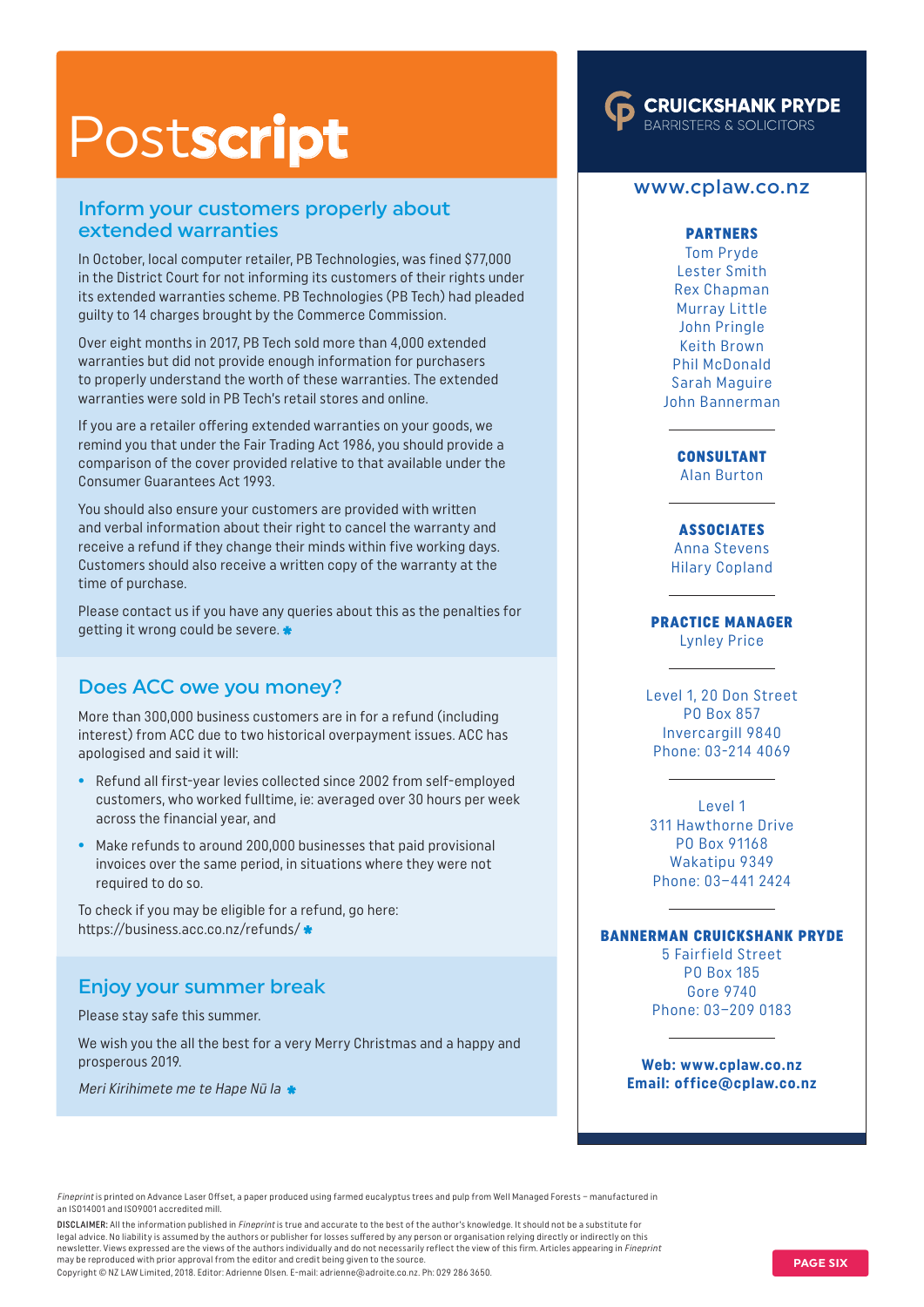# Post**script**

## Inform your customers properly about extended warranties

In October, local computer retailer, PB Technologies, was fined $77,000 in the District Court for not informing its customers of their rights under its extended warranties scheme. PB Technologies (PB Tech) had pleaded guilty to 14 charges brought by the Commerce Commission.

Over eight months in 2017, PB Tech sold more than 4,000 extended warranties but did not provide enough information for purchasers to properly understand the worth of these warranties. The extended warranties were sold in PB Tech's retail stores and online.

If you are a retailer offering extended warranties on your goods, we remind you that under the Fair Trading Act 1986, you should provide a comparison of the cover provided relative to that available under the Consumer Guarantees Act 1993.

You should also ensure your customers are provided with written and verbal information about their right to cancel the warranty and receive a refund if they change their minds within five working days. Customers should also receive a written copy of the warranty at the time of purchase.

Please contact us if you have any queries about this as the penalties for getting it wrong could be severe.

## Does ACC owe you money?

More than 300,000 business customers are in for a refund (including interest) from ACC due to two historical overpayment issues. ACC has apologised and said it will:

- Refund all first-year levies collected since 2002 from self-employed customers, who worked fulltime, ie: averaged over 30 hours per week across the financial year, and
- Make refunds to around 200,000 businesses that paid provisional invoices over the same period, in situations where they were not required to do so.

To check if you may be eligible for a refund, go here: https://business.acc.co.nz/refunds/

## Enjoy your summer break

Please stay safe this summer.

We wish you the all the best for a very Merry Christmas and a happy and prosperous 2019.

*Meri Kirihimete me te Hape Nū Ia*

---

**CRUICKSHANK PRYDE**
BARRISTERS & SOLICITORS

www.cplaw.co.nz

**PARTNERS**
Tom Pryde
Lester Smith
Rex Chapman
Murray Little
John Pringle
Keith Brown
Phil McDonald
Sarah Maguire
John Bannerman

**CONSULTANT**
Alan Burton

**ASSOCIATES**
Anna Stevens
Hilary Copland

**PRACTICE MANAGER**
Lynley Price

Level 1, 20 Don Street
PO Box 857
Invercargill 9840
Phone: 03-214 4069

Level 1
311 Hawthorne Drive
PO Box 91168
Wakatipu 9349
Phone: 03–441 2424

**BANNERMAN CRUICKSHANK PRYDE**
5 Fairfield Street
PO Box 185
Gore 9740
Phone: 03–209 0183

**Web: www.cplaw.co.nz**
**Email: office@cplaw.co.nz**

---

*Fineprint* is printed on Advance Laser Offset, a paper produced using farmed eucalyptus trees and pulp from Well Managed Forests – manufactured in an ISO14001 and ISO9001 accredited mill.

DISCLAIMER: All the information published in *Fineprint* is true and accurate to the best of the author's knowledge. It should not be a substitute for legal advice. No liability is assumed by the authors or publisher for losses suffered by any person or organisation relying directly or indirectly on this newsletter. Views expressed are the views of the authors individually and do not necessarily reflect the view of this firm. Articles appearing in *Fineprint* may be reproduced with prior approval from the editor and credit being given to the source.
Copyright © NZ LAW Limited, 2018. Editor: Adrienne Olsen. E-mail: adrienne@adroite.co.nz. Ph: 029 286 3650.